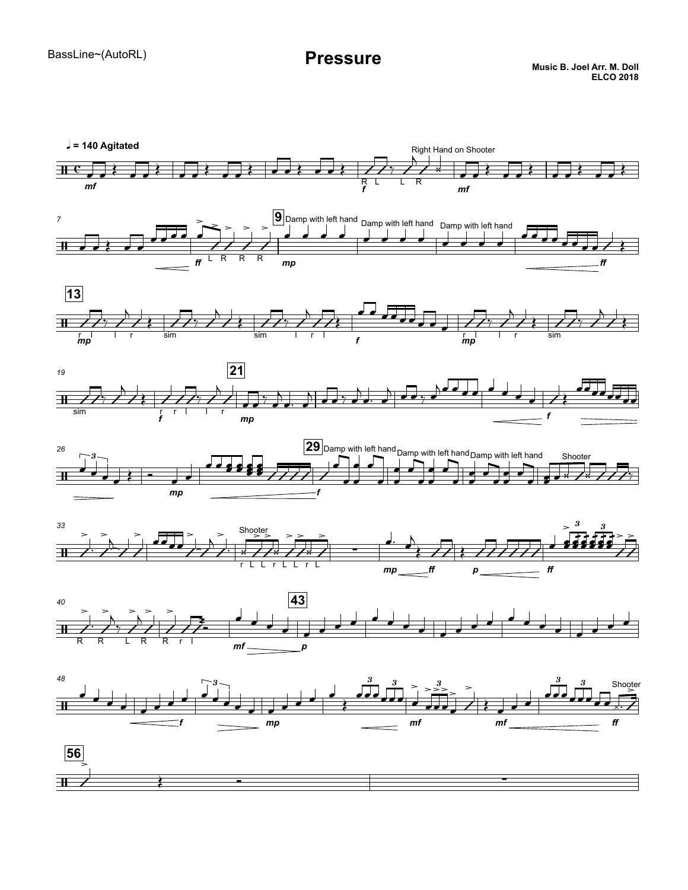BassLine~(AutoRL)

# Pressure

**Music B. Joel Arr. M. Doll**
**ELCO 2018**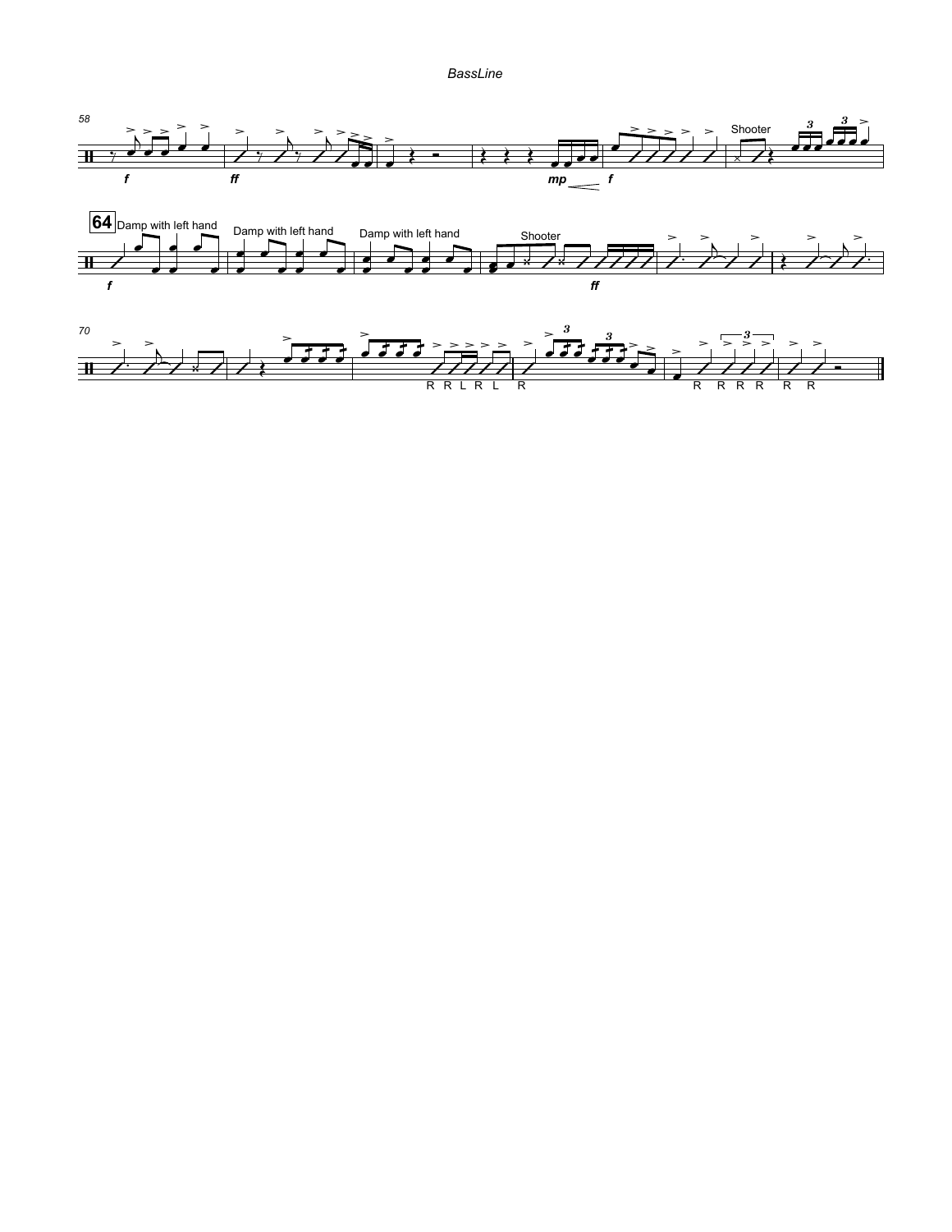*BassLine*